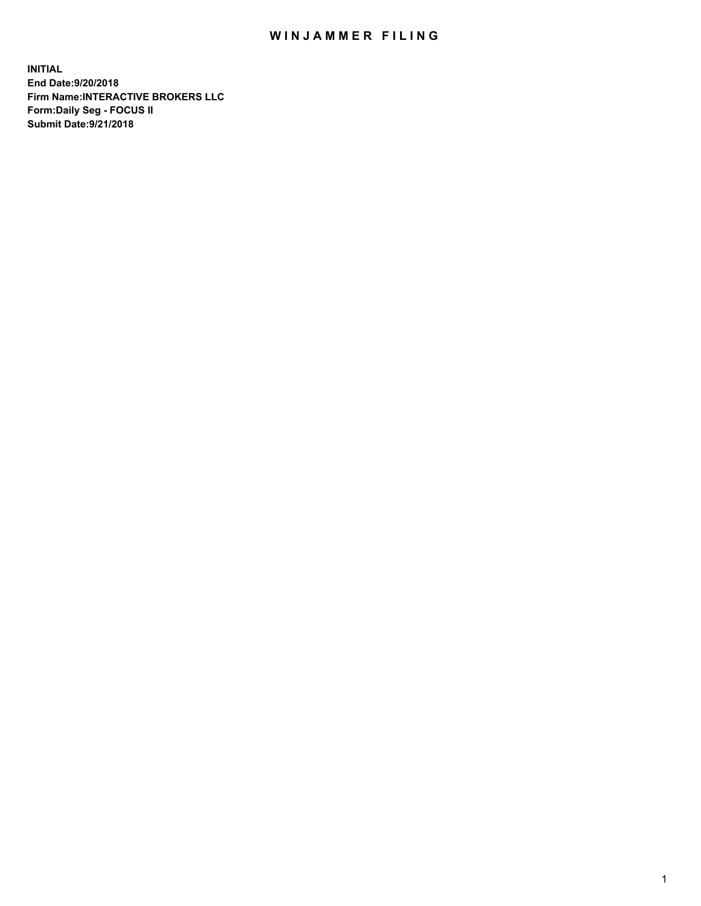# WINJAMMER FILING

**INITIAL**
**End Date:9/20/2018**
**Firm Name:INTERACTIVE BROKERS LLC**
**Form:Daily Seg - FOCUS II**
**Submit Date:9/21/2018**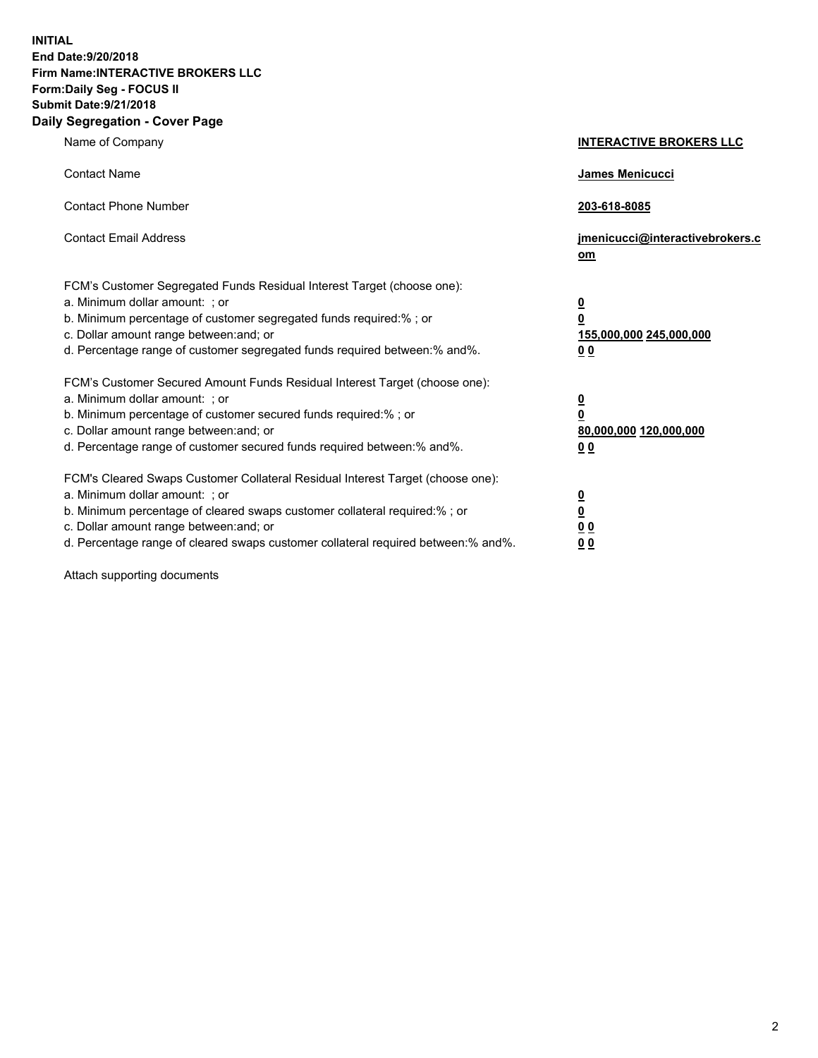**INITIAL**
**End Date:9/20/2018**
**Firm Name:INTERACTIVE BROKERS LLC**
**Form:Daily Seg - FOCUS II**
**Submit Date:9/21/2018**
**Daily Segregation - Cover Page**

| | |
|---|---|
| Name of Company | **INTERACTIVE BROKERS LLC** |
| Contact Name | **James Menicucci** |
| Contact Phone Number | **203-618-8085** |
| Contact Email Address | **jmenicucci@interactivebrokers.com** |

FCM's Customer Segregated Funds Residual Interest Target (choose one):

| | |
|---|---|
| a. Minimum dollar amount: ; or | **0** |
| b. Minimum percentage of customer segregated funds required:% ; or | **0** |
| c. Dollar amount range between:and; or | **155,000,000 245,000,000** |
| d. Percentage range of customer segregated funds required between:% and%. | **0 0** |

FCM's Customer Secured Amount Funds Residual Interest Target (choose one):

| | |
|---|---|
| a. Minimum dollar amount: ; or | **0** |
| b. Minimum percentage of customer secured funds required:% ; or | **0** |
| c. Dollar amount range between:and; or | **80,000,000 120,000,000** |
| d. Percentage range of customer secured funds required between:% and%. | **0 0** |

FCM's Cleared Swaps Customer Collateral Residual Interest Target (choose one):

| | |
|---|---|
| a. Minimum dollar amount: ; or | **0** |
| b. Minimum percentage of cleared swaps customer collateral required:% ; or | **0** |
| c. Dollar amount range between:and; or | **0 0** |
| d. Percentage range of cleared swaps customer collateral required between:% and%. | **0 0** |

Attach supporting documents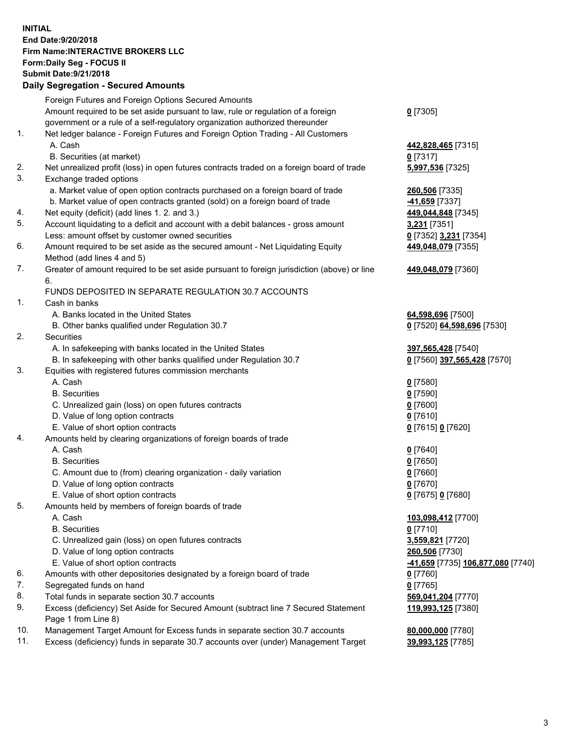**INITIAL**
**End Date:9/20/2018**
**Firm Name:INTERACTIVE BROKERS LLC**
**Form:Daily Seg - FOCUS II**
**Submit Date:9/21/2018**

## Daily Segregation - Secured Amounts

| | | |
|---|---|---|
| | Foreign Futures and Foreign Options Secured Amounts | |
| | Amount required to be set aside pursuant to law, rule or regulation of a foreign government or a rule of a self-regulatory organization authorized thereunder | **0** [7305] |
| 1. | Net ledger balance - Foreign Futures and Foreign Option Trading - All Customers | |
| | A. Cash | **442,828,465** [7315] |
| | B. Securities (at market) | **0** [7317] |
| 2. | Net unrealized profit (loss) in open futures contracts traded on a foreign board of trade | **5,997,536** [7325] |
| 3. | Exchange traded options | |
| | a. Market value of open option contracts purchased on a foreign board of trade | **260,506** [7335] |
| | b. Market value of open contracts granted (sold) on a foreign board of trade | **-41,659** [7337] |
| 4. | Net equity (deficit) (add lines 1. 2. and 3.) | **449,044,848** [7345] |
| 5. | Account liquidating to a deficit and account with a debit balances - gross amount | **3,231** [7351] |
| | Less: amount offset by customer owned securities | **0** [7352] **3,231** [7354] |
| 6. | Amount required to be set aside as the secured amount - Net Liquidating Equity Method (add lines 4 and 5) | **449,048,079** [7355] |
| 7. | Greater of amount required to be set aside pursuant to foreign jurisdiction (above) or line 6. | **449,048,079** [7360] |
| | FUNDS DEPOSITED IN SEPARATE REGULATION 30.7 ACCOUNTS | |
| 1. | Cash in banks | |
| | A. Banks located in the United States | **64,598,696** [7500] |
| | B. Other banks qualified under Regulation 30.7 | **0** [7520] **64,598,696** [7530] |
| 2. | Securities | |
| | A. In safekeeping with banks located in the United States | **397,565,428** [7540] |
| | B. In safekeeping with other banks qualified under Regulation 30.7 | **0** [7560] **397,565,428** [7570] |
| 3. | Equities with registered futures commission merchants | |
| | A. Cash | **0** [7580] |
| | B. Securities | **0** [7590] |
| | C. Unrealized gain (loss) on open futures contracts | **0** [7600] |
| | D. Value of long option contracts | **0** [7610] |
| | E. Value of short option contracts | **0** [7615] **0** [7620] |
| 4. | Amounts held by clearing organizations of foreign boards of trade | |
| | A. Cash | **0** [7640] |
| | B. Securities | **0** [7650] |
| | C. Amount due to (from) clearing organization - daily variation | **0** [7660] |
| | D. Value of long option contracts | **0** [7670] |
| | E. Value of short option contracts | **0** [7675] **0** [7680] |
| 5. | Amounts held by members of foreign boards of trade | |
| | A. Cash | **103,098,412** [7700] |
| | B. Securities | **0** [7710] |
| | C. Unrealized gain (loss) on open futures contracts | **3,559,821** [7720] |
| | D. Value of long option contracts | **260,506** [7730] |
| | E. Value of short option contracts | **-41,659** [7735] **106,877,080** [7740] |
| 6. | Amounts with other depositories designated by a foreign board of trade | **0** [7760] |
| 7. | Segregated funds on hand | **0** [7765] |
| 8. | Total funds in separate section 30.7 accounts | **569,041,204** [7770] |
| 9. | Excess (deficiency) Set Aside for Secured Amount (subtract line 7 Secured Statement Page 1 from Line 8) | **119,993,125** [7380] |
| 10. | Management Target Amount for Excess funds in separate section 30.7 accounts | **80,000,000** [7780] |
| 11. | Excess (deficiency) funds in separate 30.7 accounts over (under) Management Target | **39,993,125** [7785] |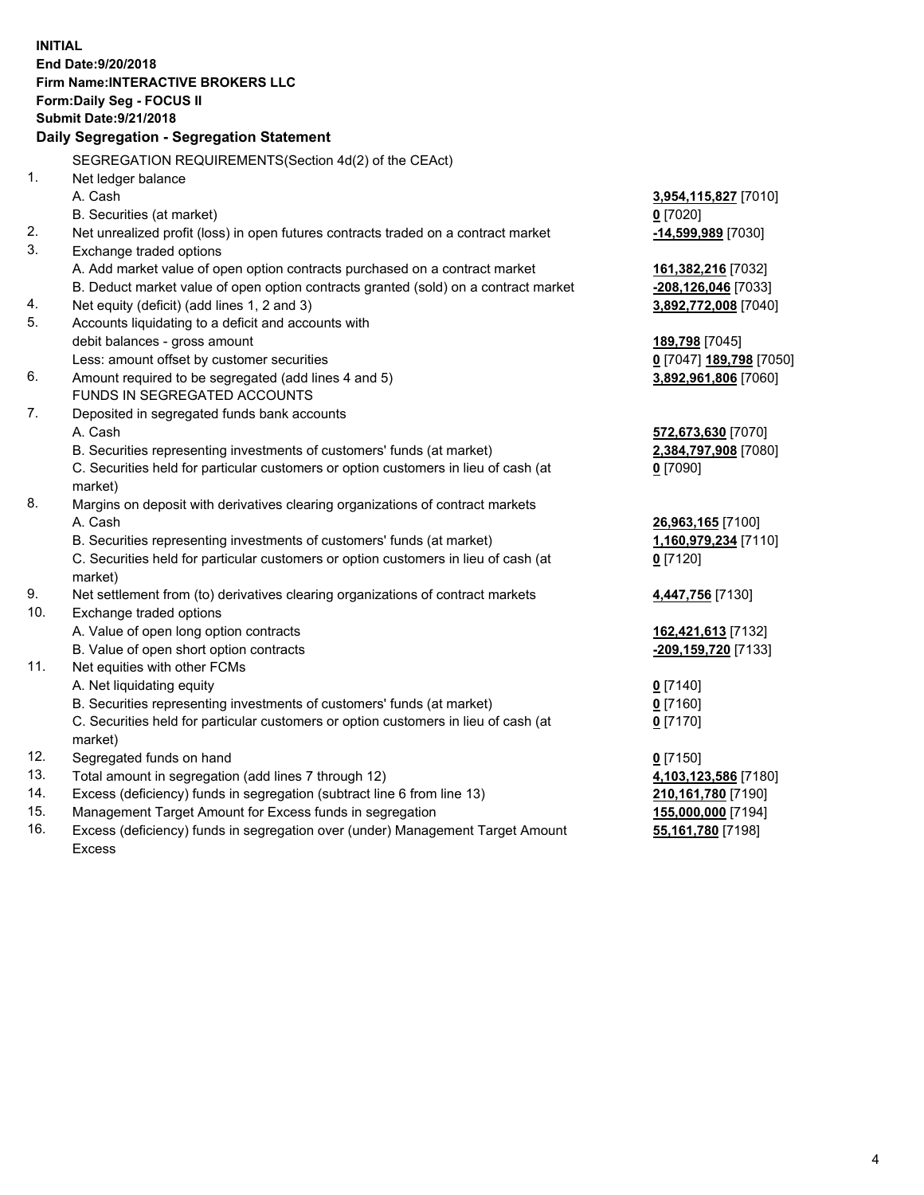**INITIAL**
**End Date:9/20/2018**
**Firm Name:INTERACTIVE BROKERS LLC**
**Form:Daily Seg - FOCUS II**
**Submit Date:9/21/2018**

**Daily Segregation - Segregation Statement**

| | | |
|---|---|---|
| | SEGREGATION REQUIREMENTS(Section 4d(2) of the CEAct) | |
| 1. | Net ledger balance | |
| | A. Cash | **3,954,115,827** [7010] |
| | B. Securities (at market) | **0** [7020] |
| 2. | Net unrealized profit (loss) in open futures contracts traded on a contract market | **-14,599,989** [7030] |
| 3. | Exchange traded options | |
| | A. Add market value of open option contracts purchased on a contract market | **161,382,216** [7032] |
| | B. Deduct market value of open option contracts granted (sold) on a contract market | **-208,126,046** [7033] |
| 4. | Net equity (deficit) (add lines 1, 2 and 3) | **3,892,772,008** [7040] |
| 5. | Accounts liquidating to a deficit and accounts with | |
| | debit balances - gross amount | **189,798** [7045] |
| | Less: amount offset by customer securities | **0** [7047] **189,798** [7050] |
| 6. | Amount required to be segregated (add lines 4 and 5) | **3,892,961,806** [7060] |
| | FUNDS IN SEGREGATED ACCOUNTS | |
| 7. | Deposited in segregated funds bank accounts | |
| | A. Cash | **572,673,630** [7070] |
| | B. Securities representing investments of customers' funds (at market) | **2,384,797,908** [7080] |
| | C. Securities held for particular customers or option customers in lieu of cash (at market) | **0** [7090] |
| 8. | Margins on deposit with derivatives clearing organizations of contract markets | |
| | A. Cash | **26,963,165** [7100] |
| | B. Securities representing investments of customers' funds (at market) | **1,160,979,234** [7110] |
| | C. Securities held for particular customers or option customers in lieu of cash (at market) | **0** [7120] |
| 9. | Net settlement from (to) derivatives clearing organizations of contract markets | **4,447,756** [7130] |
| 10. | Exchange traded options | |
| | A. Value of open long option contracts | **162,421,613** [7132] |
| | B. Value of open short option contracts | **-209,159,720** [7133] |
| 11. | Net equities with other FCMs | |
| | A. Net liquidating equity | **0** [7140] |
| | B. Securities representing investments of customers' funds (at market) | **0** [7160] |
| | C. Securities held for particular customers or option customers in lieu of cash (at market) | **0** [7170] |
| 12. | Segregated funds on hand | **0** [7150] |
| 13. | Total amount in segregation (add lines 7 through 12) | **4,103,123,586** [7180] |
| 14. | Excess (deficiency) funds in segregation (subtract line 6 from line 13) | **210,161,780** [7190] |
| 15. | Management Target Amount for Excess funds in segregation | **155,000,000** [7194] |
| 16. | Excess (deficiency) funds in segregation over (under) Management Target Amount Excess | **55,161,780** [7198] |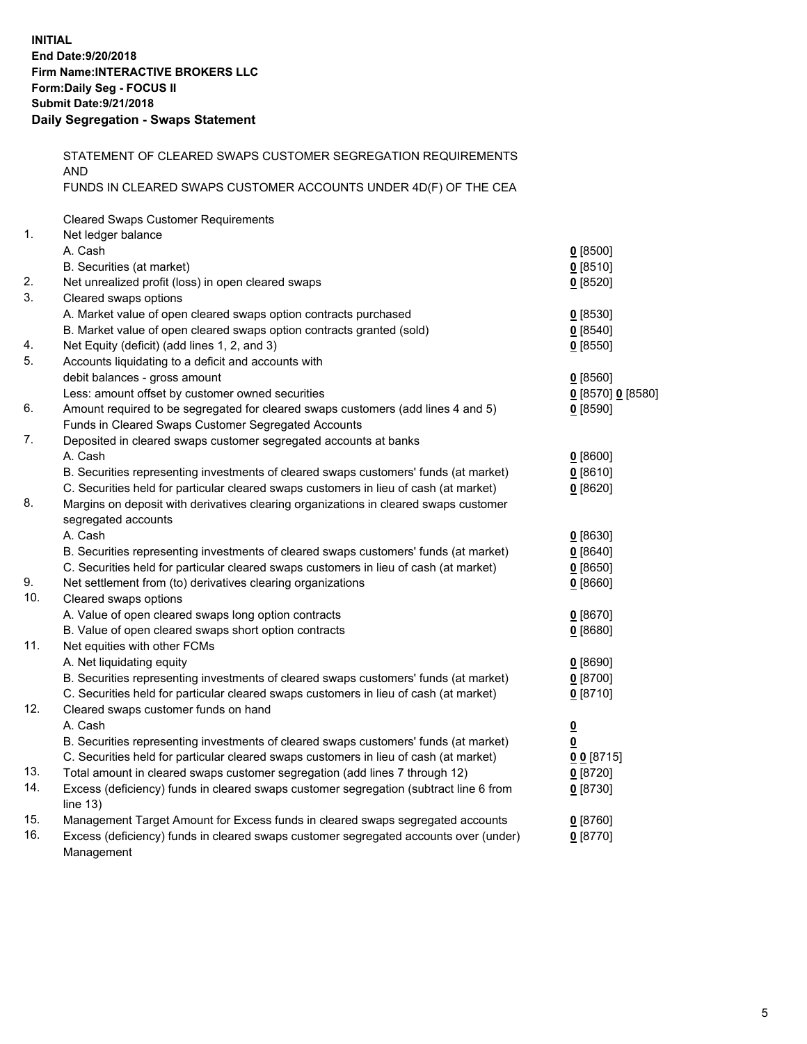**INITIAL**
**End Date:9/20/2018**
**Firm Name:INTERACTIVE BROKERS LLC**
**Form:Daily Seg - FOCUS II**
**Submit Date:9/21/2018**
**Daily Segregation - Swaps Statement**

STATEMENT OF CLEARED SWAPS CUSTOMER SEGREGATION REQUIREMENTS AND FUNDS IN CLEARED SWAPS CUSTOMER ACCOUNTS UNDER 4D(F) OF THE CEA

| | | |
|---|---|---|
| | Cleared Swaps Customer Requirements | |
| 1. | Net ledger balance | |
| | A. Cash | 0 [8500] |
| | B. Securities (at market) | 0 [8510] |
| 2. | Net unrealized profit (loss) in open cleared swaps | 0 [8520] |
| 3. | Cleared swaps options | |
| | A. Market value of open cleared swaps option contracts purchased | 0 [8530] |
| | B. Market value of open cleared swaps option contracts granted (sold) | 0 [8540] |
| 4. | Net Equity (deficit) (add lines 1, 2, and 3) | 0 [8550] |
| 5. | Accounts liquidating to a deficit and accounts with debit balances - gross amount | 0 [8560] |
| | Less: amount offset by customer owned securities | 0 [8570] 0 [8580] |
| 6. | Amount required to be segregated for cleared swaps customers (add lines 4 and 5) | 0 [8590] |
| | Funds in Cleared Swaps Customer Segregated Accounts | |
| 7. | Deposited in cleared swaps customer segregated accounts at banks | |
| | A. Cash | 0 [8600] |
| | B. Securities representing investments of cleared swaps customers' funds (at market) | 0 [8610] |
| | C. Securities held for particular cleared swaps customers in lieu of cash (at market) | 0 [8620] |
| 8. | Margins on deposit with derivatives clearing organizations in cleared swaps customer segregated accounts | |
| | A. Cash | 0 [8630] |
| | B. Securities representing investments of cleared swaps customers' funds (at market) | 0 [8640] |
| | C. Securities held for particular cleared swaps customers in lieu of cash (at market) | 0 [8650] |
| 9. | Net settlement from (to) derivatives clearing organizations | 0 [8660] |
| 10. | Cleared swaps options | |
| | A. Value of open cleared swaps long option contracts | 0 [8670] |
| | B. Value of open cleared swaps short option contracts | 0 [8680] |
| 11. | Net equities with other FCMs | |
| | A. Net liquidating equity | 0 [8690] |
| | B. Securities representing investments of cleared swaps customers' funds (at market) | 0 [8700] |
| | C. Securities held for particular cleared swaps customers in lieu of cash (at market) | 0 [8710] |
| 12. | Cleared swaps customer funds on hand | |
| | A. Cash | 0 |
| | B. Securities representing investments of cleared swaps customers' funds (at market) | 0 |
| | C. Securities held for particular cleared swaps customers in lieu of cash (at market) | 0 0 [8715] |
| 13. | Total amount in cleared swaps customer segregation (add lines 7 through 12) | 0 [8720] |
| 14. | Excess (deficiency) funds in cleared swaps customer segregation (subtract line 6 from line 13) | 0 [8730] |
| 15. | Management Target Amount for Excess funds in cleared swaps segregated accounts | 0 [8760] |
| 16. | Excess (deficiency) funds in cleared swaps customer segregated accounts over (under) Management | 0 [8770] |